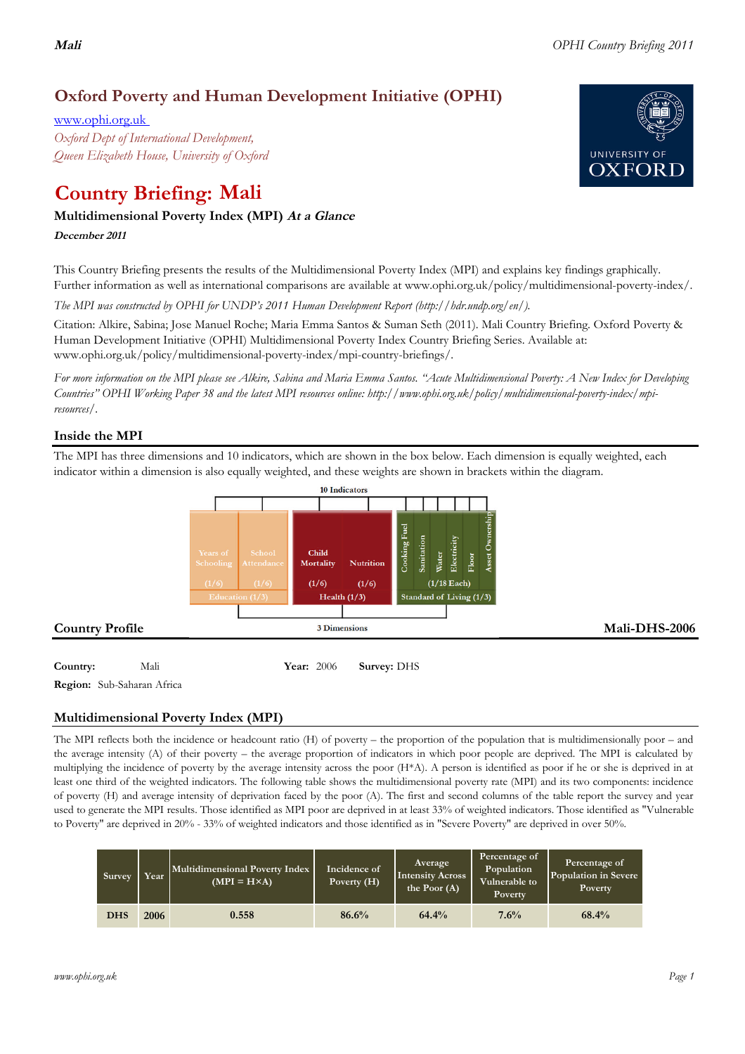## Oxford Poverty and Human Development Initiative (OPHI)

www.ophi.org.uk

*Oxford Dept of International Development,*
*Queen Elizabeth House, University of Oxford*

# Country Briefing: Mali

### Multidimensional Poverty Index (MPI) *At a Glance*

***December 2011***

This Country Briefing presents the results of the Multidimensional Poverty Index (MPI) and explains key findings graphically. Further information as well as international comparisons are available at www.ophi.org.uk/policy/multidimensional-poverty-index/.

*The MPI was constructed by OPHI for UNDP's 2011 Human Development Report (http://hdr.undp.org/en/).*

Citation: Alkire, Sabina; Jose Manuel Roche; Maria Emma Santos & Suman Seth (2011). Mali Country Briefing. Oxford Poverty & Human Development Initiative (OPHI) Multidimensional Poverty Index Country Briefing Series. Available at: www.ophi.org.uk/policy/multidimensional-poverty-index/mpi-country-briefings/.

*For more information on the MPI please see Alkire, Sabina and Maria Emma Santos. "Acute Multidimensional Poverty: A New Index for Developing Countries" OPHI Working Paper 38 and the latest MPI resources online: http://www.ophi.org.uk/policy/multidimensional-poverty-index/mpi-resources/.*

## Inside the MPI

The MPI has three dimensions and 10 indicators, which are shown in the box below. Each dimension is equally weighted, each indicator within a dimension is also equally weighted, and these weights are shown in brackets within the diagram.

10 Indicators

| Education (1/3) | | Health (1/3) | | Standard of Living (1/3) | | | | | |
|---|---|---|---|---|---|---|---|---|---|
| Years of Schooling (1/6) | School Attendance (1/6) | Child Mortality (1/6) | Nutrition (1/6) | Cooking Fuel | Sanitation | Water | Electricity | Floor | Asset Ownership |
| | | | | (1/18 Each) | | | | | |

3 Dimensions

## Country Profile

**Mali-DHS-2006**

**Country:** Mali **Year:** 2006 **Survey:** DHS

**Region:** Sub-Saharan Africa

## Multidimensional Poverty Index (MPI)

The MPI reflects both the incidence or headcount ratio (H) of poverty – the proportion of the population that is multidimensionally poor – and the average intensity (A) of their poverty – the average proportion of indicators in which poor people are deprived. The MPI is calculated by multiplying the incidence of poverty by the average intensity across the poor (H\*A). A person is identified as poor if he or she is deprived in at least one third of the weighted indicators. The following table shows the multidimensional poverty rate (MPI) and its two components: incidence of poverty (H) and average intensity of deprivation faced by the poor (A). The first and second columns of the table report the survey and year used to generate the MPI results. Those identified as MPI poor are deprived in at least 33% of weighted indicators. Those identified as "Vulnerable to Poverty" are deprived in 20% - 33% of weighted indicators and those identified as in "Severe Poverty" are deprived in over 50%.

| Survey | Year | Multidimensional Poverty Index (MPI = H×A) | Incidence of Poverty (H) | Average Intensity Across the Poor (A) | Percentage of Population Vulnerable to Poverty | Percentage of Population in Severe Poverty |
|---|---|---|---|---|---|---|
| DHS | 2006 | 0.558 | 86.6% | 64.4% | 7.6% | 68.4% |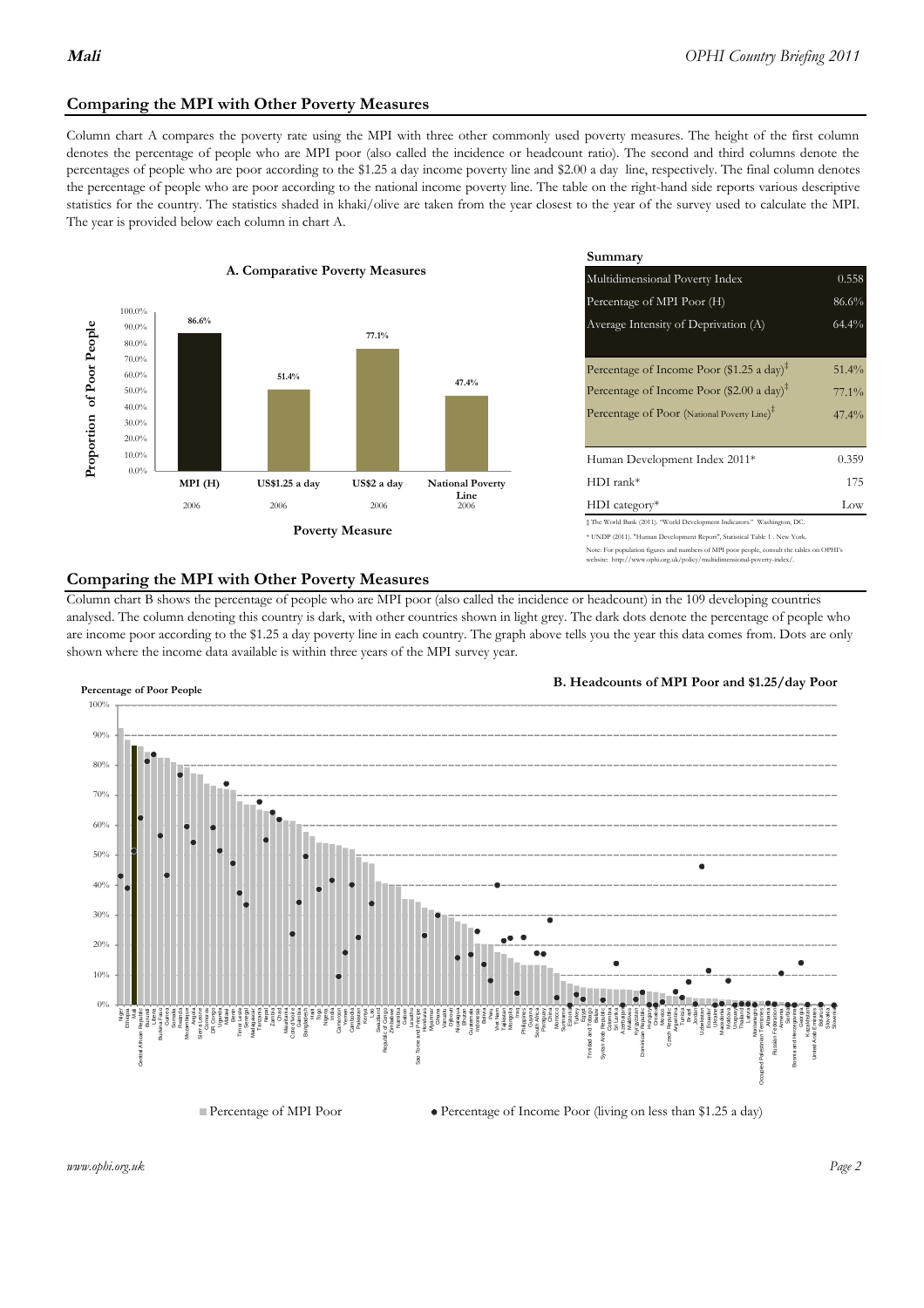## Comparing the MPI with Other Poverty Measures

Column chart A compares the poverty rate using the MPI with three other commonly used poverty measures. The height of the first column denotes the percentage of people who are MPI poor (also called the incidence or headcount ratio). The second and third columns denote the percentages of people who are poor according to the $1.25 a day income poverty line and $2.00 a day line, respectively. The final column denotes the percentage of people who are poor according to the national income poverty line. The table on the right-hand side reports various descriptive statistics for the country. The statistics shaded in khaki/olive are taken from the year closest to the year of the survey used to calculate the MPI. The year is provided below each column in chart A.

**A. Comparative Poverty Measures**

| Poverty Measure | Proportion of Poor People | Year |
|---|---|---|
| MPI (H) | 86.6% | 2006 |
| US$1.25 a day | 51.4% | 2006 |
| US$2 a day | 77.1% | 2006 |
| National Poverty Line | 47.4% | 2006 |

**Summary**

| | |
|---|---|
| Multidimensional Poverty Index | 0.558 |
| Percentage of MPI Poor (H) | 86.6% |
| Average Intensity of Deprivation (A) | 64.4% |
| Percentage of Income Poor ($1.25 a day)‡ | 51.4% |
| Percentage of Income Poor ($2.00 a day)‡ | 77.1% |
| Percentage of Poor (National Poverty Line)‡ | 47.4% |
| Human Development Index 2011* | 0.359 |
| HDI rank* | 175 |
| HDI category* | Low |

‡ The World Bank (2011). "World Development Indicators." Washington, DC.

* UNDP (2011). "Human Development Report", Statistical Table 1 . New York.

Note: For population figures and numbers of MPI poor people, consult the tables on OPHI's website: http://www.ophi.org.uk/policy/multidimensional-poverty-index/.

## Comparing the MPI with Other Poverty Measures

Column chart B shows the percentage of people who are MPI poor (also called the incidence or headcount) in the 109 developing countries analysed. The column denoting this country is dark, with other countries shown in light grey. The dark dots denote the percentage of people who are income poor according to the $1.25 a day poverty line in each country. The graph above tells you the year this data comes from. Dots are only shown where the income data available is within three years of the MPI survey year.

**B. Headcounts of MPI Poor and $1.25/day Poor**

Percentage of Poor People

■ Percentage of MPI Poor ● Percentage of Income Poor (living on less than $1.25 a day)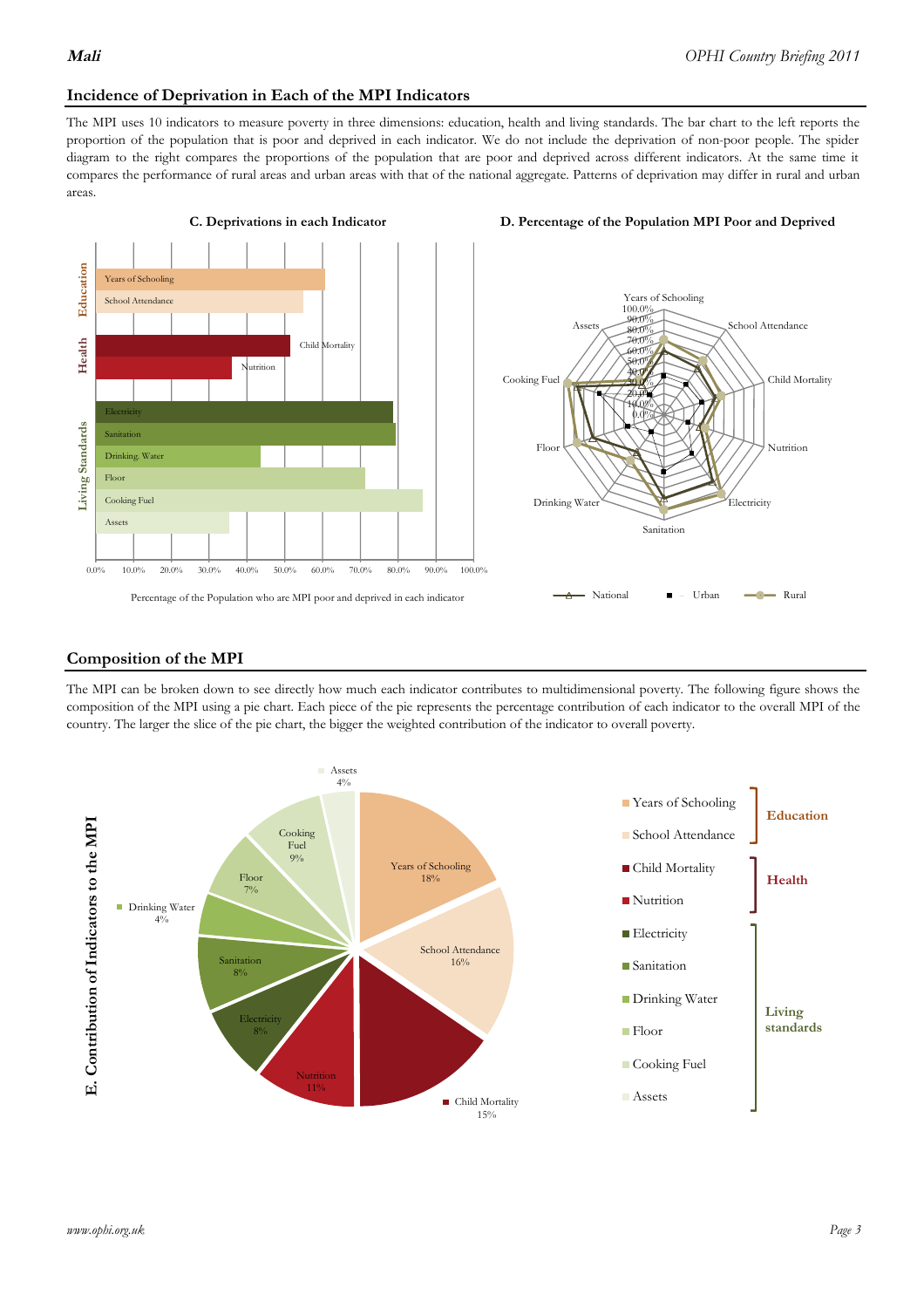## Incidence of Deprivation in Each of the MPI Indicators

The MPI uses 10 indicators to measure poverty in three dimensions: education, health and living standards. The bar chart to the left reports the proportion of the population that is poor and deprived in each indicator. We do not include the deprivation of non-poor people. The spider diagram to the right compares the proportions of the population that are poor and deprived across different indicators. At the same time it compares the performance of rural areas and urban areas with that of the national aggregate. Patterns of deprivation may differ in rural and urban areas.

**C. Deprivations in each Indicator**

Percentage of the Population who are MPI poor and deprived in each indicator

**D. Percentage of the Population MPI Poor and Deprived**

## Composition of the MPI

The MPI can be broken down to see directly how much each indicator contributes to multidimensional poverty. The following figure shows the composition of the MPI using a pie chart. Each piece of the pie represents the percentage contribution of each indicator to the overall MPI of the country. The larger the slice of the pie chart, the bigger the weighted contribution of the indicator to overall poverty.

**E. Contribution of Indicators to the MPI**

| Dimension | Indicator | Contribution |
|---|---|---|
| Education | Years of Schooling | 18% |
| Education | School Attendance | 16% |
| Health | Child Mortality | 15% |
| Health | Nutrition | 11% |
| Living standards | Electricity | 8% |
| Living standards | Sanitation | 8% |
| Living standards | Drinking Water | 4% |
| Living standards | Floor | 7% |
| Living standards | Cooking Fuel | 9% |
| Living standards | Assets | 4% |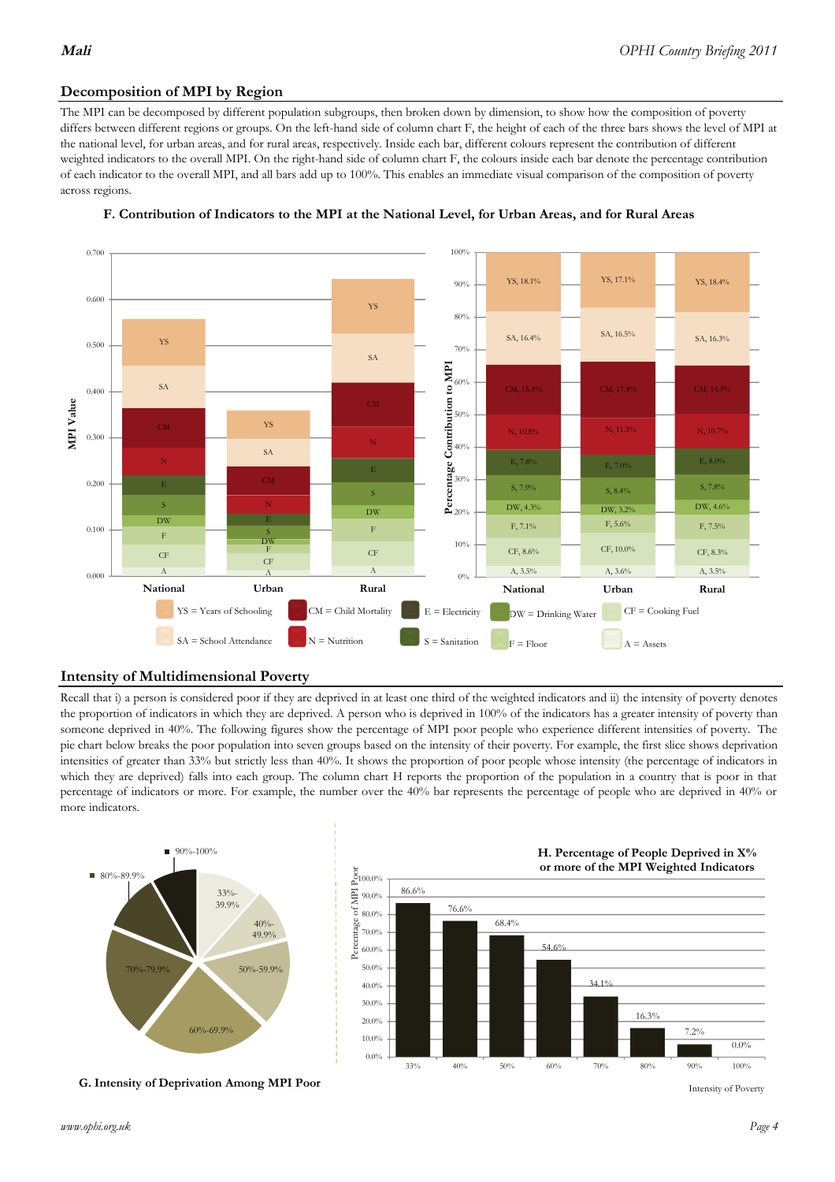## Decomposition of MPI by Region

The MPI can be decomposed by different population subgroups, then broken down by dimension, to show how the composition of poverty differs between different regions or groups. On the left-hand side of column chart F, the height of each of the three bars shows the level of MPI at the national level, for urban areas, and for rural areas, respectively. Inside each bar, different colours represent the contribution of different weighted indicators to the overall MPI. On the right-hand side of column chart F, the colours inside each bar denote the percentage contribution of each indicator to the overall MPI, and all bars add up to 100%. This enables an immediate visual comparison of the composition of poverty across regions.

**F. Contribution of Indicators to the MPI at the National Level, for Urban Areas, and for Rural Areas**

| Indicator | National | Urban | Rural |
|---|---|---|---|
| YS | 18.1% | 17.1% | 18.4% |
| SA | 16.4% | 16.5% | 16.3% |
| CM | 15.4% | 17.4% | 14.9% |
| N | 10.8% | 11.3% | 10.7% |
| E | 7.8% | 7.0% | 8.0% |
| S | 7.9% | 8.4% | 7.8% |
| DW | 4.3% | 3.2% | 4.6% |
| F | 7.1% | 5.6% | 7.5% |
| CF | 8.6% | 10.0% | 8.3% |
| A | 3.5% | 3.6% | 3.5% |

YS = Years of Schooling; CM = Child Mortality; E = Electricity; DW = Drinking Water; CF = Cooking Fuel; SA = School Attendance; N = Nutrition; S = Sanitation; F = Floor; A = Assets

## Intensity of Multidimensional Poverty

Recall that i) a person is considered poor if they are deprived in at least one third of the weighted indicators and ii) the intensity of poverty denotes the proportion of indicators in which they are deprived. A person who is deprived in 100% of the indicators has a greater intensity of poverty than someone deprived in 40%. The following figures show the percentage of MPI poor people who experience different intensities of poverty. The pie chart below breaks the poor population into seven groups based on the intensity of their poverty. For example, the first slice shows deprivation intensities of greater than 33% but strictly less than 40%. It shows the proportion of poor people whose intensity (the percentage of indicators in which they are deprived) falls into each group. The column chart H reports the proportion of the population in a country that is poor in that percentage of indicators or more. For example, the number over the 40% bar represents the percentage of people who are deprived in 40% or more indicators.

**G. Intensity of Deprivation Among MPI Poor**

**H. Percentage of People Deprived in X% or more of the MPI Weighted Indicators**

| Intensity of Poverty | 33% | 40% | 50% | 60% | 70% | 80% | 90% | 100% |
|---|---|---|---|---|---|---|---|---|
| Percentage of MPI Poor | 86.6% | 76.6% | 68.4% | 54.6% | 34.1% | 16.3% | 7.2% | 0.0% |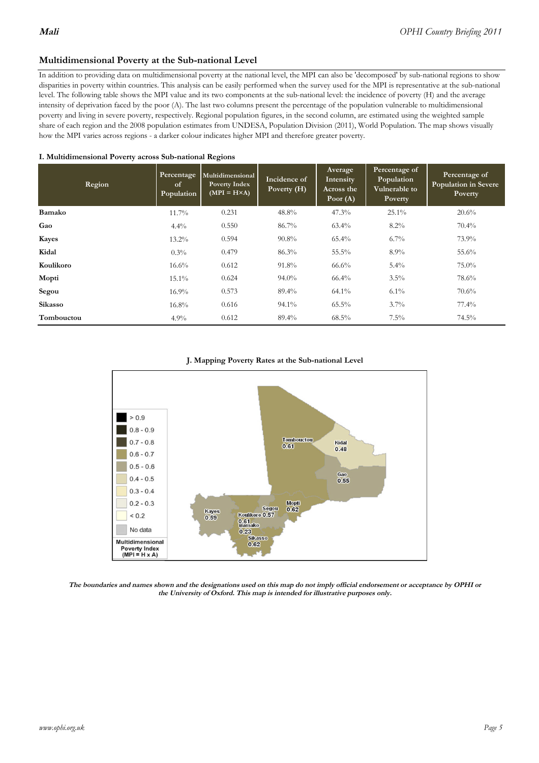## Multidimensional Poverty at the Sub-national Level

In addition to providing data on multidimensional poverty at the national level, the MPI can also be 'decomposed' by sub-national regions to show disparities in poverty within countries. This analysis can be easily performed when the survey used for the MPI is representative at the sub-national level. The following table shows the MPI value and its two components at the sub-national level: the incidence of poverty (H) and the average intensity of deprivation faced by the poor (A). The last two columns present the percentage of the population vulnerable to multidimensional poverty and living in severe poverty, respectively. Regional population figures, in the second column, are estimated using the weighted sample share of each region and the 2008 population estimates from UNDESA, Population Division (2011), World Population. The map shows visually how the MPI varies across regions - a darker colour indicates higher MPI and therefore greater poverty.

**I. Multidimensional Poverty across Sub-national Regions**

| Region | Percentage of Population | Multidimensional Poverty Index (MPI = H×A) | Incidence of Poverty (H) | Average Intensity Across the Poor (A) | Percentage of Population Vulnerable to Poverty | Percentage of Population in Severe Poverty |
|---|---|---|---|---|---|---|
| **Bamako** | 11.7% | 0.231 | 48.8% | 47.3% | 25.1% | 20.6% |
| **Gao** | 4.4% | 0.550 | 86.7% | 63.4% | 8.2% | 70.4% |
| **Kayes** | 13.2% | 0.594 | 90.8% | 65.4% | 6.7% | 73.9% |
| **Kidal** | 0.3% | 0.479 | 86.3% | 55.5% | 8.9% | 55.6% |
| **Koulikoro** | 16.6% | 0.612 | 91.8% | 66.6% | 5.4% | 75.0% |
| **Mopti** | 15.1% | 0.624 | 94.0% | 66.4% | 3.5% | 78.6% |
| **Segou** | 16.9% | 0.573 | 89.4% | 64.1% | 6.1% | 70.6% |
| **Sikasso** | 16.8% | 0.616 | 94.1% | 65.5% | 3.7% | 77.4% |
| **Tombouctou** | 4.9% | 0.612 | 89.4% | 68.5% | 7.5% | 74.5% |

**J. Mapping Poverty Rates at the Sub-national Level**

> 0.9
0.8 - 0.9
0.7 - 0.8
0.6 - 0.7
0.5 - 0.6
0.4 - 0.5
0.3 - 0.4
0.2 - 0.3
< 0.2
No data
Multidimensional Poverty Index (MPI = H x A)

Tombouctou 0.61
Kidal 0.48
Gao 0.55
Mopti 0.62
Segou 0.57
Kayes 0.59
Koulikoro 0.61
Bamako 0.23
Sikasso 0.62

***The boundaries and names shown and the designations used on this map do not imply official endorsement or acceptance by OPHI or the University of Oxford. This map is intended for illustrative purposes only.***